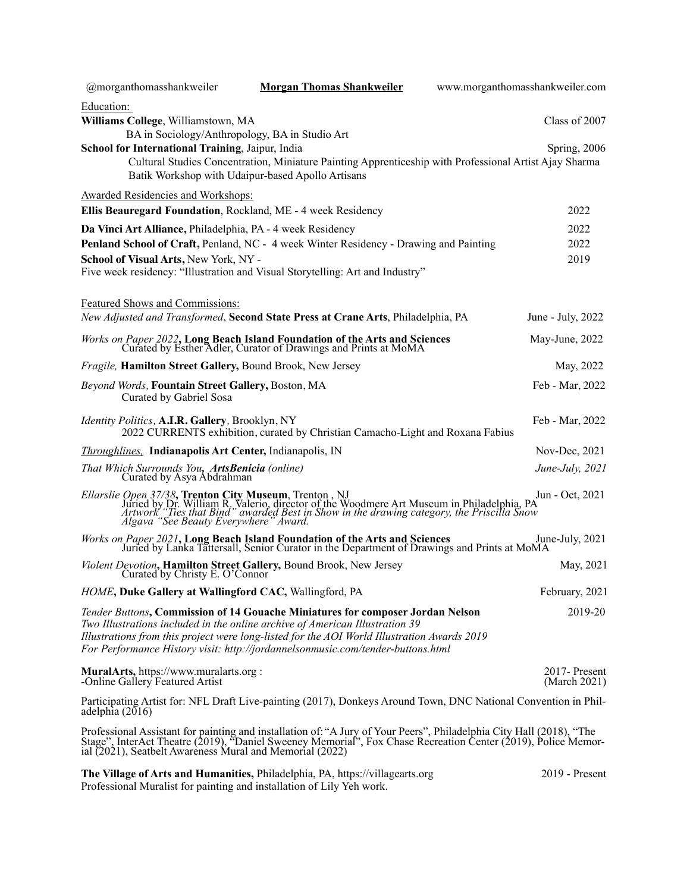@morganthomasshankweiler **Morgan Thomas Shankweiler** www.morganthomasshankweiler.com

Education:

**Williams College**, Williamstown, MA — Class of 2007
BA in Sociology/Anthropology, BA in Studio Art

**School for International Training**, Jaipur, India — Spring, 2006
Cultural Studies Concentration, Miniature Painting Apprenticeship with Professional Artist Ajay Sharma
Batik Workshop with Udaipur-based Apollo Artisans

Awarded Residencies and Workshops:

**Ellis Beauregard Foundation**, Rockland, ME - 4 week Residency — 2022

**Da Vinci Art Alliance,** Philadelphia, PA - 4 week Residency — 2022

**Penland School of Craft,** Penland, NC - 4 week Winter Residency - Drawing and Painting — 2022

**School of Visual Arts,** New York, NY - — 2019
Five week residency: "Illustration and Visual Storytelling: Art and Industry"

Featured Shows and Commissions:

*New Adjusted and Transformed*, **Second State Press at Crane Arts**, Philadelphia, PA — June - July, 2022

*Works on Paper 2022***, Long Beach Island Foundation of the Arts and Sciences** — May-June, 2022
Curated by Esther Adler, Curator of Drawings and Prints at MoMA

*Fragile,* **Hamilton Street Gallery,** Bound Brook, New Jersey — May, 2022

*Beyond Words,* **Fountain Street Gallery,** Boston, MA — Feb - Mar, 2022
Curated by Gabriel Sosa

*Identity Politics,* **A.I.R. Gallery***,* Brooklyn, NY — Feb - Mar, 2022
2022 CURRENTS exhibition, curated by Christian Camacho-Light and Roxana Fabius

*Throughlines,* **Indianapolis Art Center,** Indianapolis, IN — Nov-Dec, 2021

*That Which Surrounds You***, *ArtsBenicia*** *(online)* — *June-July, 2021*
Curated by Asya Abdrahman

*Ellarslie Open 37/38***, Trenton City Museum**, Trenton , NJ — Jun - Oct, 2021
Juried by Dr. William R. Valerio, director of the Woodmere Art Museum in Philadelphia, PA
*Artwork "Ties that Bind" awarded Best in Show in the drawing category, the Priscilla Snow Algava "See Beauty Everywhere" Award.*

*Works on Paper 2021***, Long Beach Island Foundation of the Arts and Sciences** — June-July, 2021
Juried by Lanka Tattersall, Senior Curator in the Department of Drawings and Prints at MoMA

*Violent Devotion***, Hamilton Street Gallery,** Bound Brook, New Jersey — May, 2021
Curated by Christy E. O'Connor

*HOME***, Duke Gallery at Wallingford CAC,** Wallingford, PA — February, 2021

*Tender Buttons***, Commission of 14 Gouache Miniatures for composer Jordan Nelson** — 2019-20
*Two Illustrations included in the online archive of American Illustration 39*
*Illustrations from this project were long-listed for the AOI World Illustration Awards 2019*
*For Performance History visit: http://jordannelsonmusic.com/tender-buttons.html*

**MuralArts,** https://www.muralarts.org : — 2017- Present
-Online Gallery Featured Artist — (March 2021)

Participating Artist for: NFL Draft Live-painting (2017), Donkeys Around Town, DNC National Convention in Philadelphia (2016)

Professional Assistant for painting and installation of: "A Jury of Your Peers", Philadelphia City Hall (2018), "The Stage", InterAct Theatre (2019), "Daniel Sweeney Memorial", Fox Chase Recreation Center (2019), Police Memorial (2021), Seatbelt Awareness Mural and Memorial (2022)

**The Village of Arts and Humanities,** Philadelphia, PA, https://villagearts.org — 2019 - Present
Professional Muralist for painting and installation of Lily Yeh work.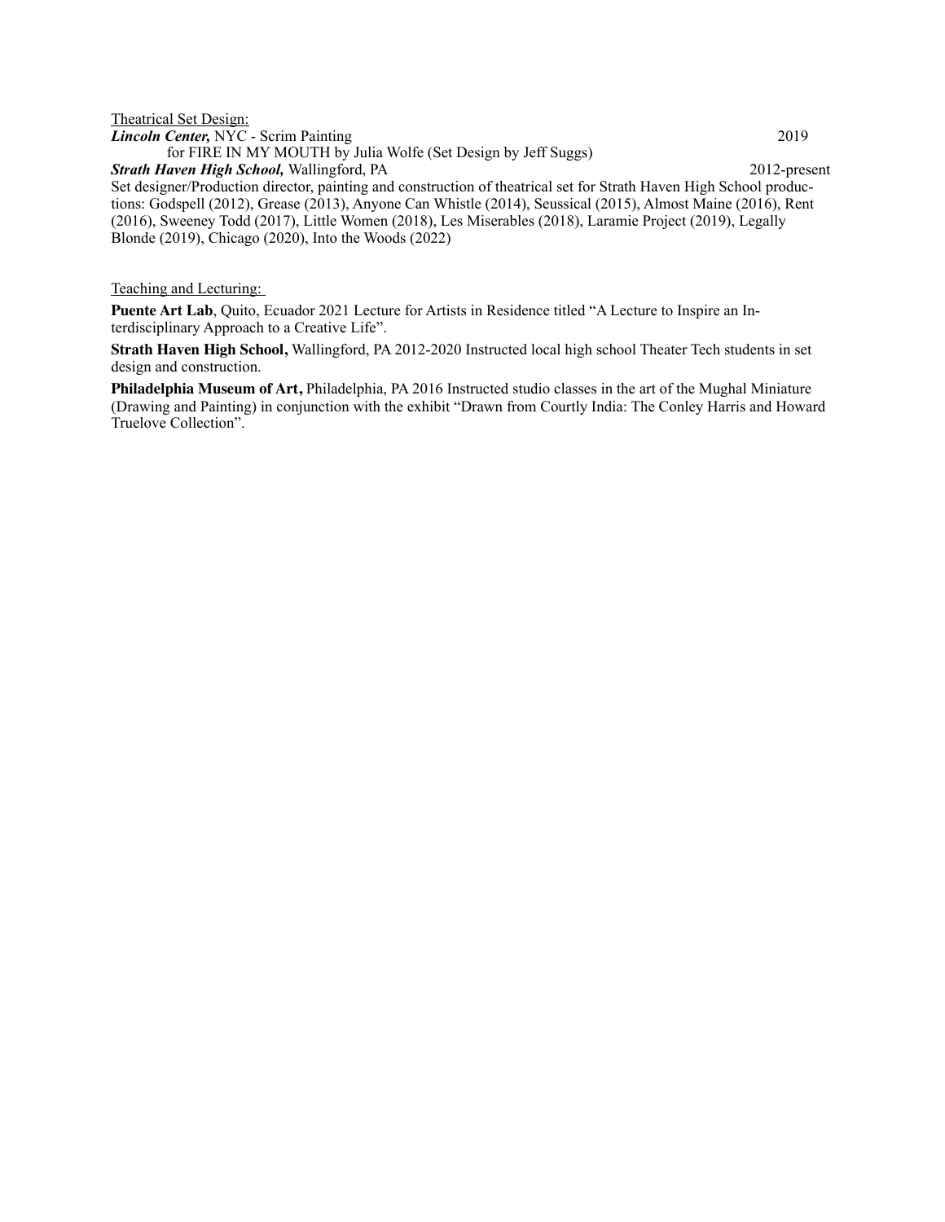<u>Theatrical Set Design:</u>

***Lincoln Center,*** NYC - Scrim Painting 2019

for FIRE IN MY MOUTH by Julia Wolfe (Set Design by Jeff Suggs)

***Strath Haven High School,*** Wallingford, PA 2012-present

Set designer/Production director, painting and construction of theatrical set for Strath Haven High School productions: Godspell (2012), Grease (2013), Anyone Can Whistle (2014), Seussical (2015), Almost Maine (2016), Rent (2016), Sweeney Todd (2017), Little Women (2018), Les Miserables (2018), Laramie Project (2019), Legally Blonde (2019), Chicago (2020), Into the Woods (2022)

<u>Teaching and Lecturing:</u>

**Puente Art Lab**, Quito, Ecuador 2021 Lecture for Artists in Residence titled "A Lecture to Inspire an Interdisciplinary Approach to a Creative Life".

**Strath Haven High School,** Wallingford, PA 2012-2020 Instructed local high school Theater Tech students in set design and construction.

**Philadelphia Museum of Art,** Philadelphia, PA 2016 Instructed studio classes in the art of the Mughal Miniature (Drawing and Painting) in conjunction with the exhibit "Drawn from Courtly India: The Conley Harris and Howard Truelove Collection".